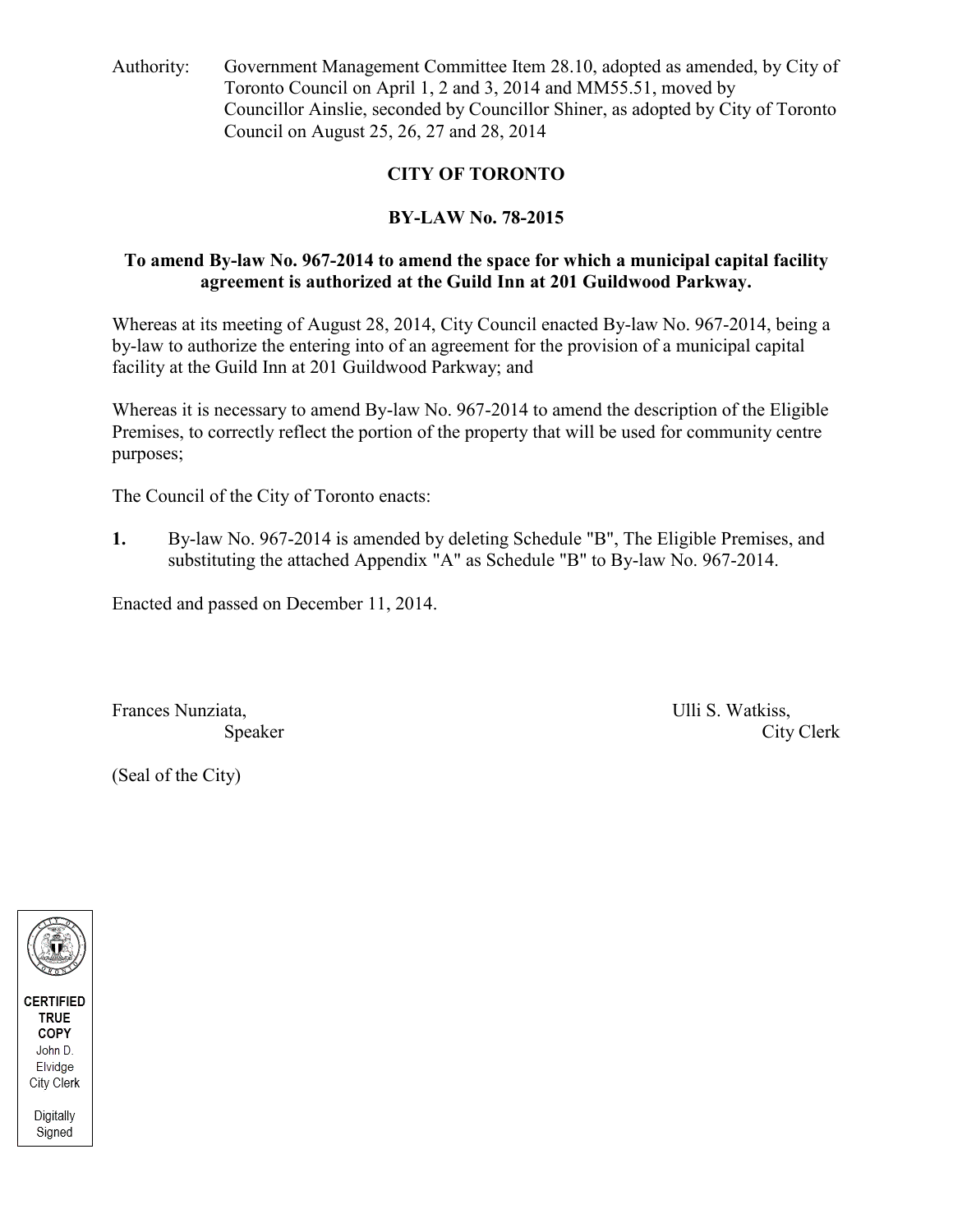Authority: Government Management Committee Item 28.10, adopted as amended, by City of Toronto Council on April 1, 2 and 3, 2014 and MM55.51, moved by Councillor Ainslie, seconded by Councillor Shiner, as adopted by City of Toronto Council on August 25, 26, 27 and 28, 2014

# CITY OF TORONTO

## BY-LAW No. 78-2015

### To amend By-law No. 967-2014 to amend the space for which a municipal capital facility agreement is authorized at the Guild Inn at 201 Guildwood Parkway.

Whereas at its meeting of August 28, 2014, City Council enacted By-law No. 967-2014, being a by-law to authorize the entering into of an agreement for the provision of a municipal capital facility at the Guild Inn at 201 Guildwood Parkway; and

Whereas it is necessary to amend By-law No. 967-2014 to amend the description of the Eligible Premises, to correctly reflect the portion of the property that will be used for community centre purposes;

The Council of the City of Toronto enacts:

**1.** By-law No. 967-2014 is amended by deleting Schedule "B", The Eligible Premises, and substituting the attached Appendix "A" as Schedule "B" to By-law No. 967-2014.

Enacted and passed on December 11, 2014.

Frances Nunziata, Speaker

Ulli S. Watkiss, City Clerk

(Seal of the City)

CERTIFIED TRUE COPY
John D. Elvidge
City Clerk

Digitally Signed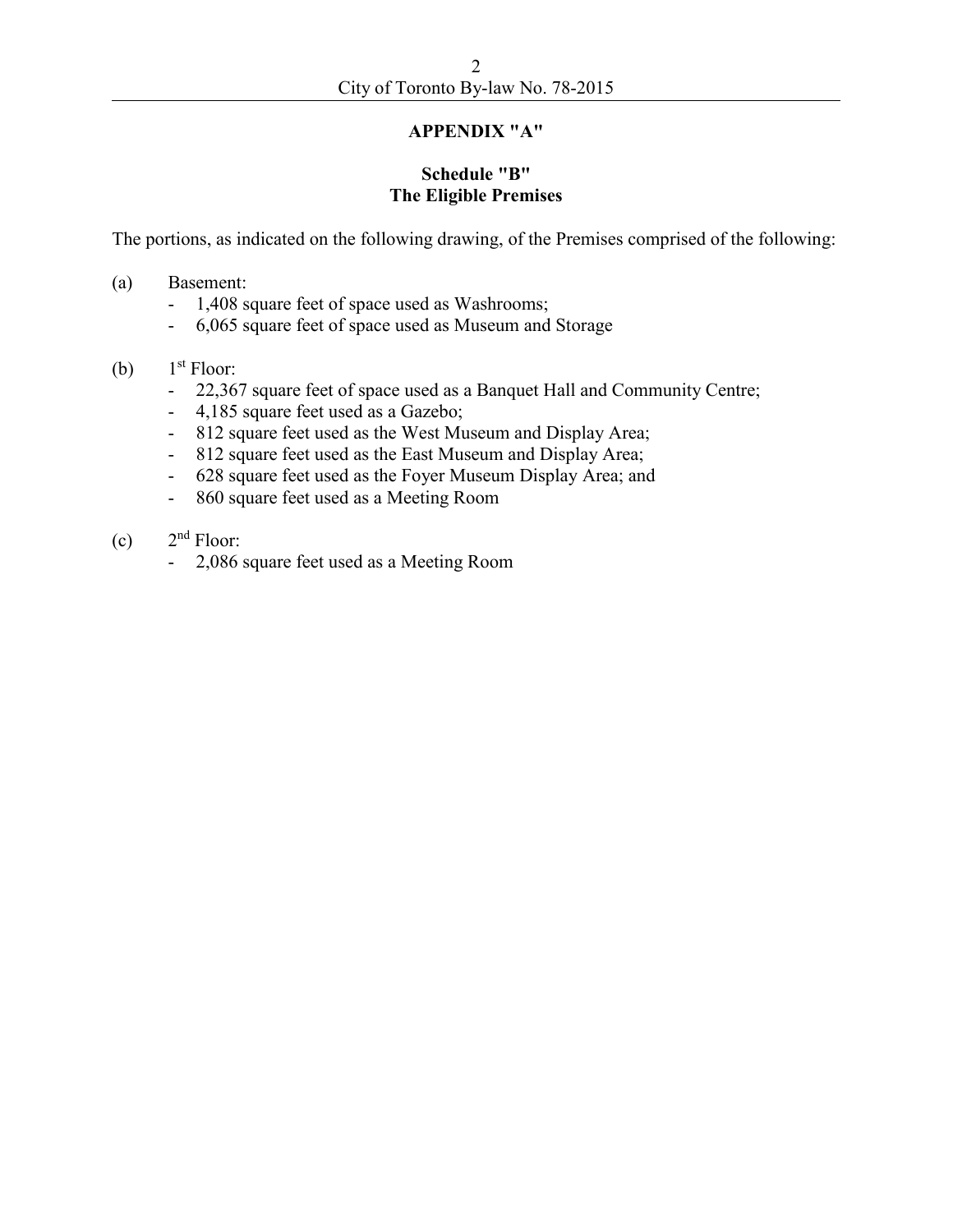## APPENDIX "A"

### Schedule "B"
### The Eligible Premises

The portions, as indicated on the following drawing, of the Premises comprised of the following:

(a) Basement:
- 1,408 square feet of space used as Washrooms;
- 6,065 square feet of space used as Museum and Storage

(b) 1st Floor:
- 22,367 square feet of space used as a Banquet Hall and Community Centre;
- 4,185 square feet used as a Gazebo;
- 812 square feet used as the West Museum and Display Area;
- 812 square feet used as the East Museum and Display Area;
- 628 square feet used as the Foyer Museum Display Area; and
- 860 square feet used as a Meeting Room

(c) 2nd Floor:
- 2,086 square feet used as a Meeting Room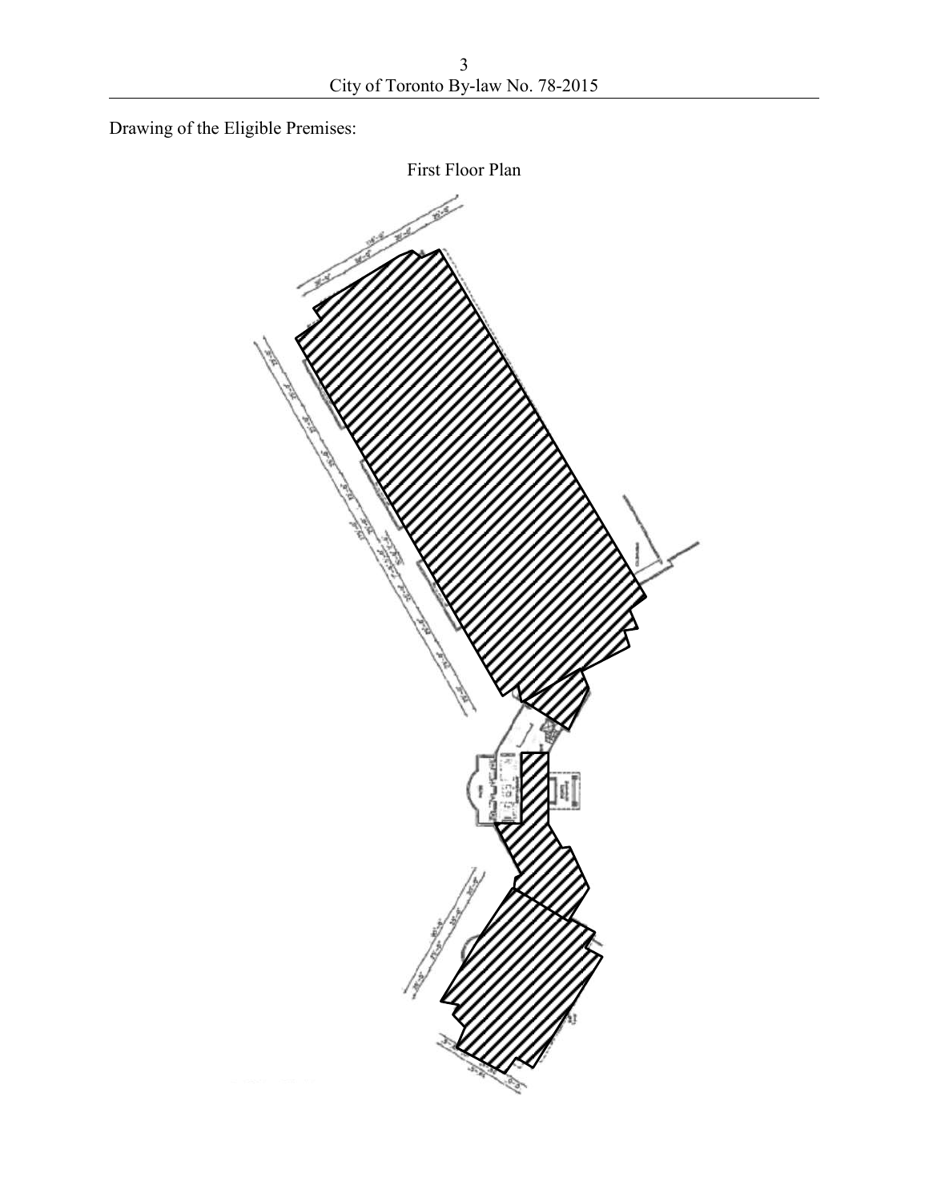Drawing of the Eligible Premises:

First Floor Plan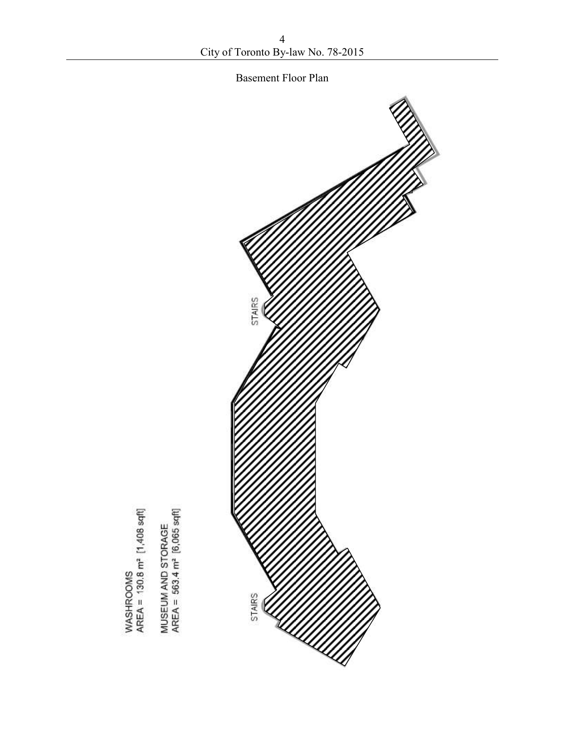Basement Floor Plan

STAIRS

STAIRS

WASHROOMS
AREA = 130.8 m² [1,408 sqft]

MUSEUM AND STORAGE
AREA = 563.4 m² [6,065 sqft]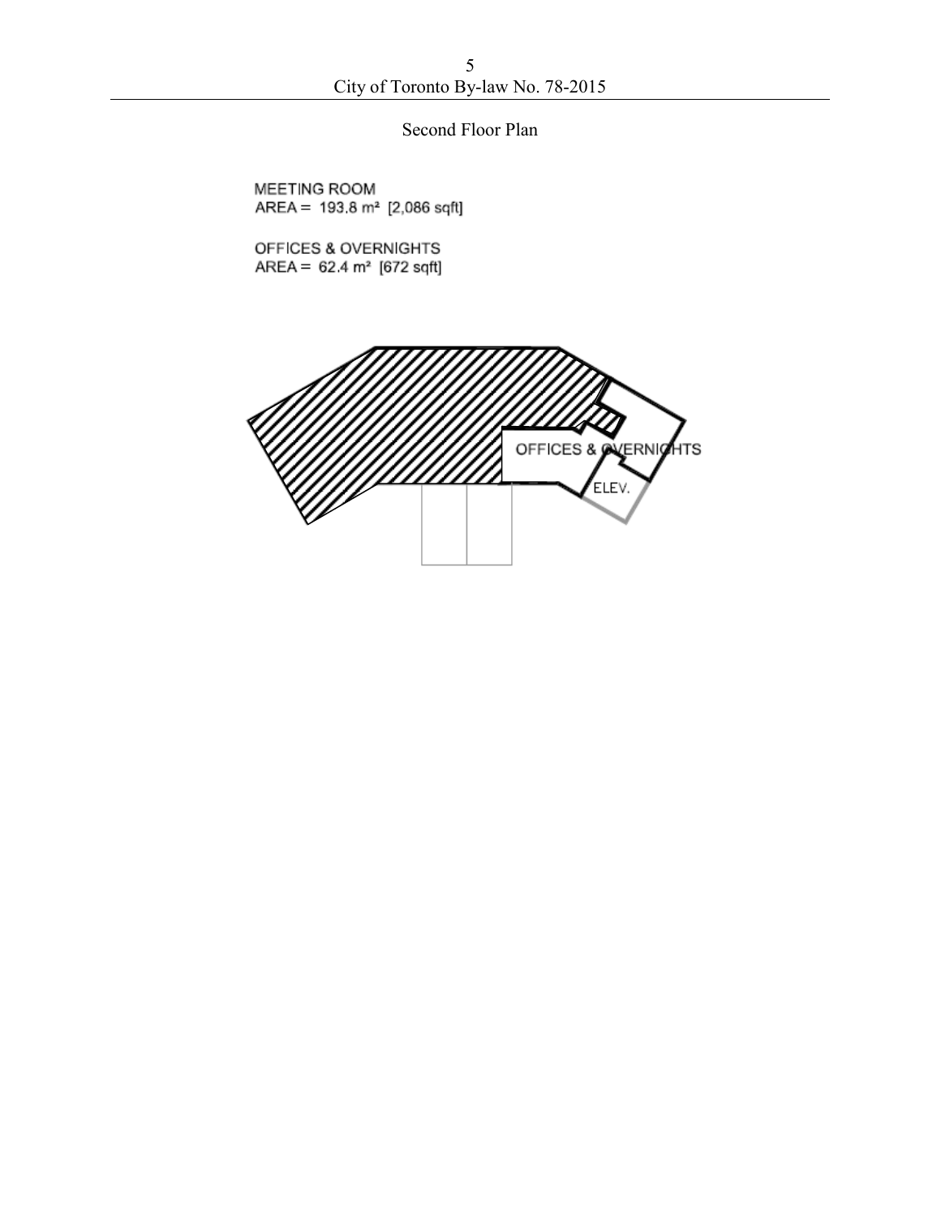Second Floor Plan

MEETING ROOM
AREA = 193.8 m² [2,086 sqft]

OFFICES & OVERNIGHTS
AREA = 62.4 m² [672 sqft]

OFFICES & OVERNIGHTS

ELEV.